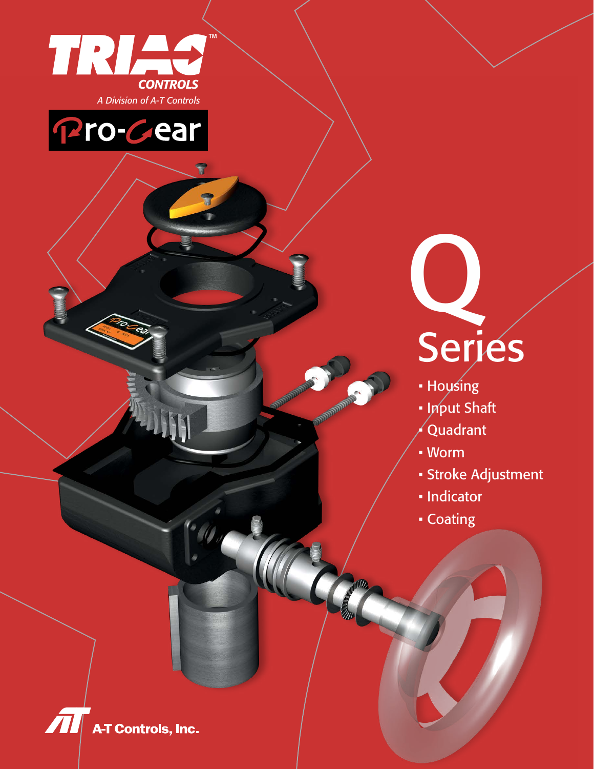TRIAC™ CONTROLS

*A Division of A-T Controls*

Pro-Gear

# Q Series

- Housing
- Input Shaft
- Quadrant
- Worm
- Stroke Adjustment
- Indicator
- Coating

A-T Controls, Inc.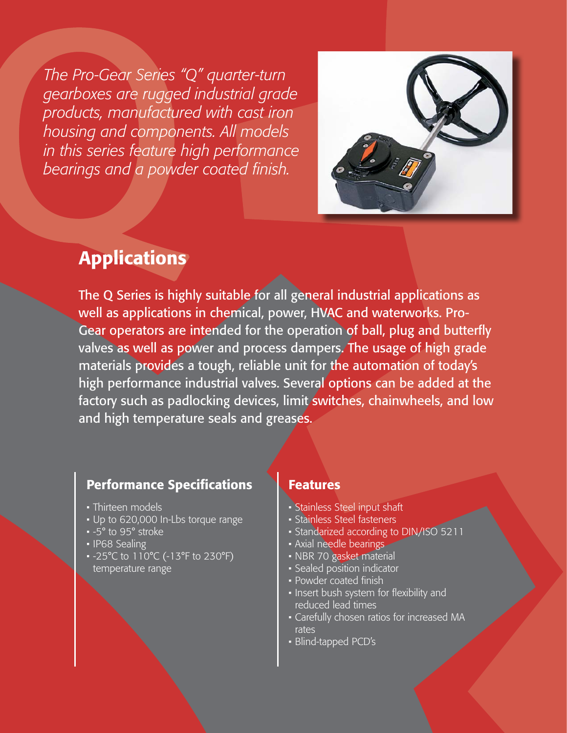*The Pro-Gear Series "Q" quarter-turn gearboxes are rugged industrial grade products, manufactured with cast iron housing and components. All models in this series feature high performance bearings and a powder coated finish.*

## Applications

The Q Series is highly suitable for all general industrial applications as well as applications in chemical, power, HVAC and waterworks. Pro-Gear operators are intended for the operation of ball, plug and butterfly valves as well as power and process dampers. The usage of high grade materials provides a tough, reliable unit for the automation of today's high performance industrial valves. Several options can be added at the factory such as padlocking devices, limit switches, chainwheels, and low and high temperature seals and greases.

### Performance Specifications

- Thirteen models
- Up to 620,000 In-Lbs torque range
- -5° to 95° stroke
- IP68 Sealing
- -25°C to 110°C (-13°F to 230°F) temperature range

### Features

- Stainless Steel input shaft
- Stainless Steel fasteners
- Standarized according to DIN/ISO 5211
- Axial needle bearings
- NBR 70 gasket material
- Sealed position indicator
- Powder coated finish
- Insert bush system for flexibility and reduced lead times
- Carefully chosen ratios for increased MA rates
- Blind-tapped PCD's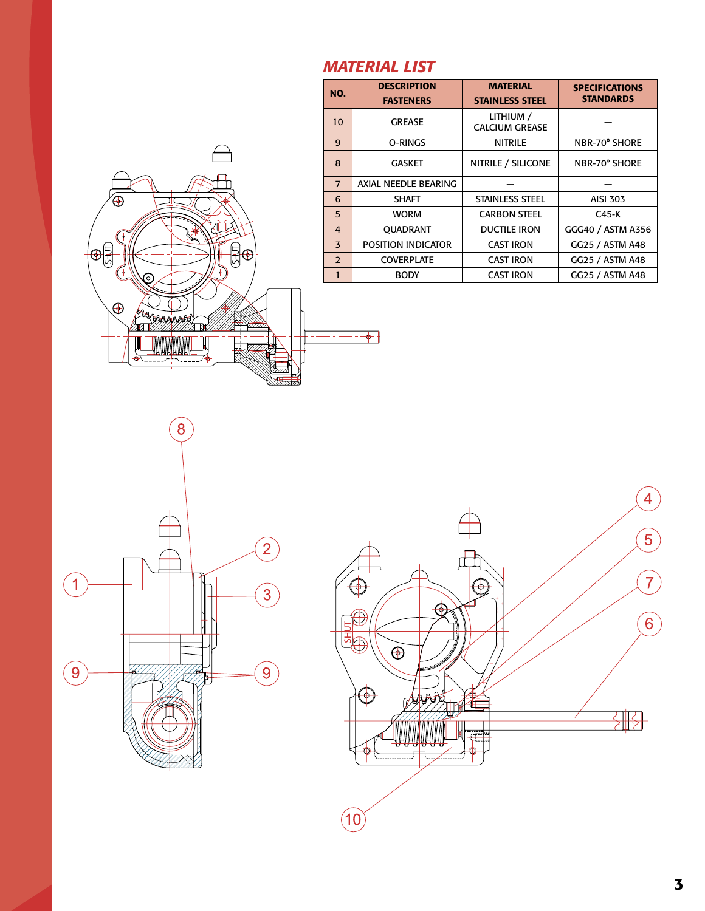## *MATERIAL LIST*

| NO. | DESCRIPTION | MATERIAL | SPECIFICATIONS STANDARDS |
|---|---|---|---|
| | FASTENERS | STAINLESS STEEL | |
| 10 | GREASE | LITHIUM / CALCIUM GREASE | — |
| 9 | O-RINGS | NITRILE | NBR-70° SHORE |
| 8 | GASKET | NITRILE / SILICONE | NBR-70° SHORE |
| 7 | AXIAL NEEDLE BEARING | — | — |
| 6 | SHAFT | STAINLESS STEEL | AISI 303 |
| 5 | WORM | CARBON STEEL | C45-K |
| 4 | QUADRANT | DUCTILE IRON | GGG40 / ASTM A356 |
| 3 | POSITION INDICATOR | CAST IRON | GG25 / ASTM A48 |
| 2 | COVERPLATE | CAST IRON | GG25 / ASTM A48 |
| 1 | BODY | CAST IRON | GG25 / ASTM A48 |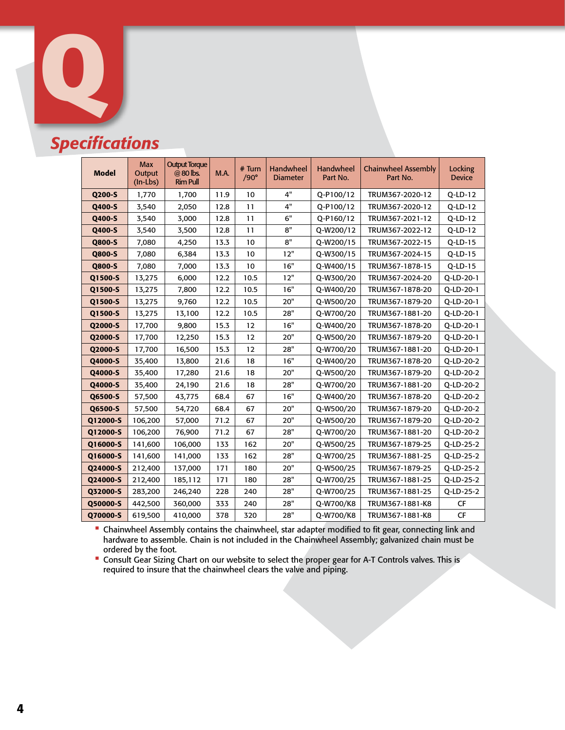# Q

## Specifications

| Model | Max Output (In-Lbs) | Output Torque @ 80 lbs. Rim Pull | M.A. | # Turn /90° | Handwheel Diameter | Handwheel Part No. | Chainwheel Assembly Part No. | Locking Device |
|---|---|---|---|---|---|---|---|---|
| **Q200-S** | 1,770 | 1,700 | 11.9 | 10 | 4" | Q-P100/12 | TRUM367-2020-12 | Q-LD-12 |
| **Q400-S** | 3,540 | 2,050 | 12.8 | 11 | 4" | Q-P100/12 | TRUM367-2020-12 | Q-LD-12 |
| **Q400-S** | 3,540 | 3,000 | 12.8 | 11 | 6" | Q-P160/12 | TRUM367-2021-12 | Q-LD-12 |
| **Q400-S** | 3,540 | 3,500 | 12.8 | 11 | 8" | Q-W200/12 | TRUM367-2022-12 | Q-LD-12 |
| **Q800-S** | 7,080 | 4,250 | 13.3 | 10 | 8" | Q-W200/15 | TRUM367-2022-15 | Q-LD-15 |
| **Q800-S** | 7,080 | 6,384 | 13.3 | 10 | 12" | Q-W300/15 | TRUM367-2024-15 | Q-LD-15 |
| **Q800-S** | 7,080 | 7,000 | 13.3 | 10 | 16" | Q-W400/15 | TRUM367-1878-15 | Q-LD-15 |
| **Q1500-S** | 13,275 | 6,000 | 12.2 | 10.5 | 12" | Q-W300/20 | TRUM367-2024-20 | Q-LD-20-1 |
| **Q1500-S** | 13,275 | 7,800 | 12.2 | 10.5 | 16" | Q-W400/20 | TRUM367-1878-20 | Q-LD-20-1 |
| **Q1500-S** | 13,275 | 9,760 | 12.2 | 10.5 | 20" | Q-W500/20 | TRUM367-1879-20 | Q-LD-20-1 |
| **Q1500-S** | 13,275 | 13,100 | 12.2 | 10.5 | 28" | Q-W700/20 | TRUM367-1881-20 | Q-LD-20-1 |
| **Q2000-S** | 17,700 | 9,800 | 15.3 | 12 | 16" | Q-W400/20 | TRUM367-1878-20 | Q-LD-20-1 |
| **Q2000-S** | 17,700 | 12,250 | 15.3 | 12 | 20" | Q-W500/20 | TRUM367-1879-20 | Q-LD-20-1 |
| **Q2000-S** | 17,700 | 16,500 | 15.3 | 12 | 28" | Q-W700/20 | TRUM367-1881-20 | Q-LD-20-1 |
| **Q4000-S** | 35,400 | 13,800 | 21.6 | 18 | 16" | Q-W400/20 | TRUM367-1878-20 | Q-LD-20-2 |
| **Q4000-S** | 35,400 | 17,280 | 21.6 | 18 | 20" | Q-W500/20 | TRUM367-1879-20 | Q-LD-20-2 |
| **Q4000-S** | 35,400 | 24,190 | 21.6 | 18 | 28" | Q-W700/20 | TRUM367-1881-20 | Q-LD-20-2 |
| **Q6500-S** | 57,500 | 43,775 | 68.4 | 67 | 16" | Q-W400/20 | TRUM367-1878-20 | Q-LD-20-2 |
| **Q6500-S** | 57,500 | 54,720 | 68.4 | 67 | 20" | Q-W500/20 | TRUM367-1879-20 | Q-LD-20-2 |
| **Q12000-S** | 106,200 | 57,000 | 71.2 | 67 | 20" | Q-W500/20 | TRUM367-1879-20 | Q-LD-20-2 |
| **Q12000-S** | 106,200 | 76,900 | 71.2 | 67 | 28" | Q-W700/20 | TRUM367-1881-20 | Q-LD-20-2 |
| **Q16000-S** | 141,600 | 106,000 | 133 | 162 | 20" | Q-W500/25 | TRUM367-1879-25 | Q-LD-25-2 |
| **Q16000-S** | 141,600 | 141,000 | 133 | 162 | 28" | Q-W700/25 | TRUM367-1881-25 | Q-LD-25-2 |
| **Q24000-S** | 212,400 | 137,000 | 171 | 180 | 20" | Q-W500/25 | TRUM367-1879-25 | Q-LD-25-2 |
| **Q24000-S** | 212,400 | 185,112 | 171 | 180 | 28" | Q-W700/25 | TRUM367-1881-25 | Q-LD-25-2 |
| **Q32000-S** | 283,200 | 246,240 | 228 | 240 | 28" | Q-W700/25 | TRUM367-1881-25 | Q-LD-25-2 |
| **Q50000-S** | 442,500 | 360,000 | 333 | 240 | 28" | Q-W700/K8 | TRUM367-1881-K8 | CF |
| **Q70000-S** | 619,500 | 410,000 | 378 | 320 | 28" | Q-W700/K8 | TRUM367-1881-K8 | CF |

- Chainwheel Assembly contains the chainwheel, star adapter modified to fit gear, connecting link and hardware to assemble. Chain is not included in the Chainwheel Assembly; galvanized chain must be ordered by the foot.
- Consult Gear Sizing Chart on our website to select the proper gear for A-T Controls valves. This is required to insure that the chainwheel clears the valve and piping.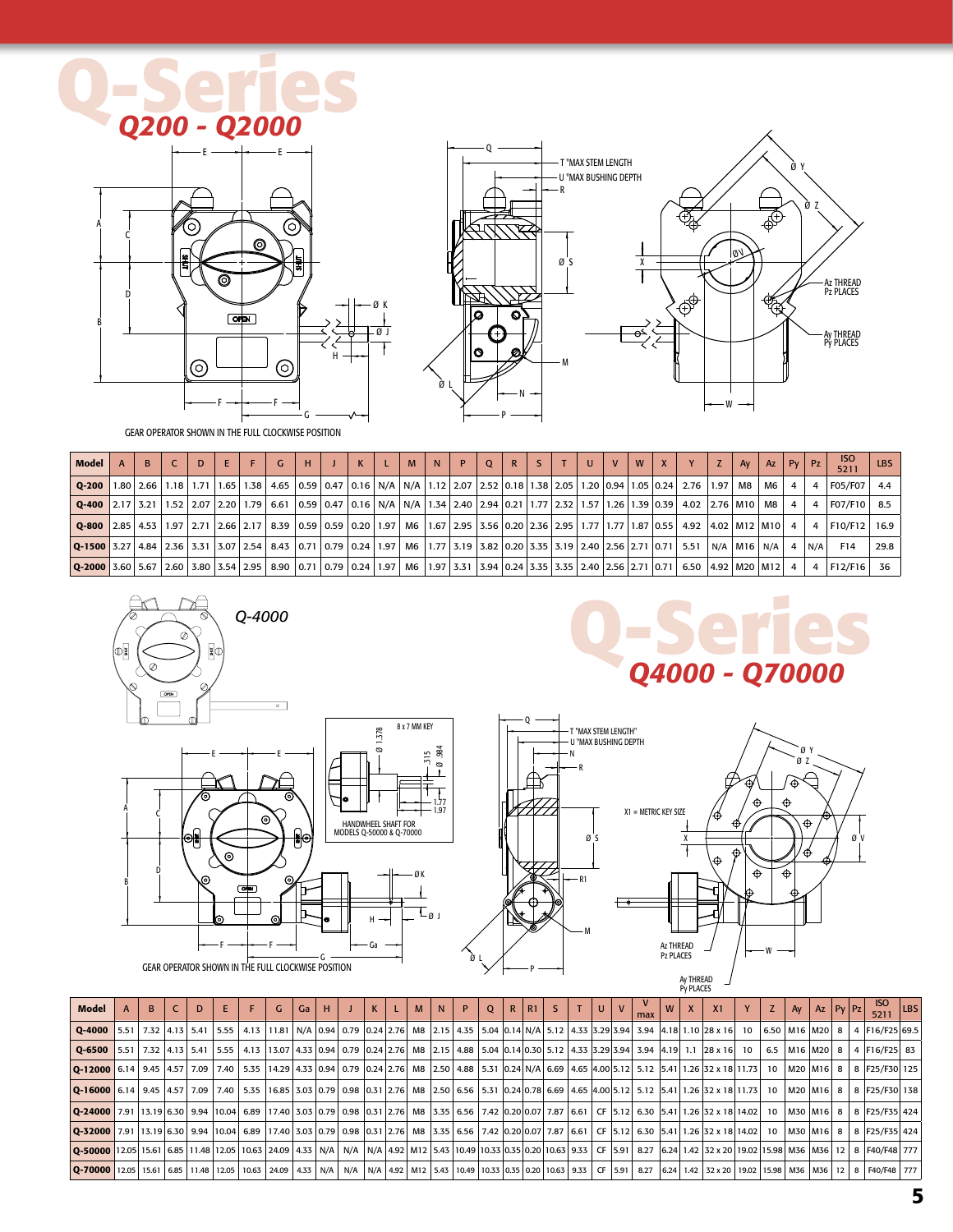# Q-Series

## Q200 - Q2000

GEAR OPERATOR SHOWN IN THE FULL CLOCKWISE POSITION

| Model | A | B | C | D | E | F | G | H | J | K | L | M | N | P | Q | R | S | T | U | V | W | X | Y | Z | Ay | Az | Py | Pz | ISO 5211 | LBS |
|---|---|---|---|---|---|---|---|---|---|---|---|---|---|---|---|---|---|---|---|---|---|---|---|---|---|---|---|---|---|---|
| Q-200 | 1.80 | 2.66 | 1.18 | 1.71 | 1.65 | 1.38 | 4.65 | 0.59 | 0.47 | 0.16 | N/A | N/A | 1.12 | 2.07 | 2.52 | 0.18 | 1.38 | 2.05 | 1.20 | 0.94 | 1.05 | 0.24 | 2.76 | 1.97 | M8 | M6 | 4 | 4 | F05/F07 | 4.4 |
| Q-400 | 2.17 | 3.21 | 1.52 | 2.07 | 2.20 | 1.79 | 6.61 | 0.59 | 0.47 | 0.16 | N/A | N/A | 1.34 | 2.40 | 2.94 | 0.21 | 1.77 | 2.32 | 1.57 | 1.26 | 1.39 | 0.39 | 4.02 | 2.76 | M10 | M8 | 4 | 4 | F07/F10 | 8.5 |
| Q-800 | 2.85 | 4.53 | 1.97 | 2.71 | 2.66 | 2.17 | 8.39 | 0.59 | 0.59 | 0.20 | 1.97 | M6 | 1.67 | 2.95 | 3.56 | 0.20 | 2.36 | 2.95 | 1.77 | 1.77 | 1.87 | 0.55 | 4.92 | 4.02 | M12 | M10 | 4 | 4 | F10/F12 | 16.9 |
| Q-1500 | 3.27 | 4.84 | 2.36 | 3.31 | 3.07 | 2.54 | 8.43 | 0.71 | 0.79 | 0.24 | 1.97 | M6 | 1.77 | 3.19 | 3.82 | 0.20 | 3.35 | 3.19 | 2.40 | 2.56 | 2.71 | 0.71 | 5.51 | N/A | M16 | N/A | 4 | N/A | F14 | 29.8 |
| Q-2000 | 3.60 | 5.67 | 2.60 | 3.80 | 3.54 | 2.95 | 8.90 | 0.71 | 0.79 | 0.24 | 1.97 | M6 | 1.97 | 3.31 | 3.94 | 0.24 | 3.35 | 3.35 | 2.40 | 2.56 | 2.71 | 0.71 | 6.50 | 4.92 | M20 | M12 | 4 | 4 | F12/F16 | 36 |

# Q-Series

## Q4000 - Q70000

Q-4000

HANDWHEEL SHAFT FOR MODELS Q-50000 & Q-70000

X1 = METRIC KEY SIZE

GEAR OPERATOR SHOWN IN THE FULL CLOCKWISE POSITION

| Model | A | B | C | D | E | F | G | Ga | H | J | K | L | M | N | P | Q | R | R1 | S | T | U | V | V max | W | X | X1 | Y | Z | Ay | Az | Py | Pz | ISO 5211 | LBS |
|---|---|---|---|---|---|---|---|---|---|---|---|---|---|---|---|---|---|---|---|---|---|---|---|---|---|---|---|---|---|---|---|---|---|---|
| Q-4000 | 5.51 | 7.32 | 4.13 | 5.41 | 5.55 | 4.13 | 11.81 | N/A | 0.94 | 0.79 | 0.24 | 2.76 | M8 | 2.15 | 4.35 | 5.04 | 0.14 | N/A | 5.12 | 4.33 | 3.29 | 3.94 | 3.94 | 4.18 | 1.10 | 28 x 16 | 10 | 6.50 | M16 | M20 | 8 | 4 | F16/F25 | 69.5 |
| Q-6500 | 5.51 | 7.32 | 4.13 | 5.41 | 5.55 | 4.13 | 13.07 | 4.33 | 0.94 | 0.79 | 0.24 | 2.76 | M8 | 2.15 | 4.88 | 5.04 | 0.14 | 0.30 | 5.12 | 4.33 | 3.29 | 3.94 | 3.94 | 4.19 | 1.1 | 28 x 16 | 10 | 6.5 | M16 | M20 | 8 | 4 | F16/F25 | 83 |
| Q-12000 | 6.14 | 9.45 | 4.57 | 7.09 | 7.40 | 5.35 | 14.29 | 4.33 | 0.94 | 0.79 | 0.24 | 2.76 | M8 | 2.50 | 4.88 | 5.31 | 0.24 | N/A | 6.69 | 4.65 | 4.00 | 5.12 | 5.12 | 5.41 | 1.26 | 32 x 18 | 11.73 | 10 | M20 | M16 | 8 | 8 | F25/F30 | 125 |
| Q-16000 | 6.14 | 9.45 | 4.57 | 7.09 | 7.40 | 5.35 | 16.85 | 3.03 | 0.79 | 0.98 | 0.31 | 2.76 | M8 | 2.50 | 6.56 | 5.31 | 0.24 | 0.78 | 6.69 | 4.65 | 4.00 | 5.12 | 5.12 | 5.41 | 1.26 | 32 x 18 | 11.73 | 10 | M20 | M16 | 8 | 8 | F25/F30 | 138 |
| Q-24000 | 7.91 | 13.19 | 6.30 | 9.94 | 10.04 | 6.89 | 17.40 | 3.03 | 0.79 | 0.98 | 0.31 | 2.76 | M8 | 3.35 | 6.56 | 7.42 | 0.20 | 0.07 | 7.87 | 6.61 | CF | 5.12 | 6.30 | 5.41 | 1.26 | 32 x 18 | 14.02 | 10 | M30 | M16 | 8 | 8 | F25/F35 | 424 |
| Q-32000 | 7.91 | 13.19 | 6.30 | 9.94 | 10.04 | 6.89 | 17.40 | 3.03 | 0.79 | 0.98 | 0.31 | 2.76 | M8 | 3.35 | 6.56 | 7.42 | 0.20 | 0.07 | 7.87 | 6.61 | CF | 5.12 | 6.30 | 5.41 | 1.26 | 32 x 18 | 14.02 | 10 | M30 | M16 | 8 | 8 | F25/F35 | 424 |
| Q-50000 | 12.05 | 15.61 | 6.85 | 11.48 | 12.05 | 10.63 | 24.09 | 4.33 | N/A | N/A | N/A | 4.92 | M12 | 5.43 | 10.49 | 10.33 | 0.35 | 0.20 | 10.63 | 9.33 | CF | 5.91 | 8.27 | 6.24 | 1.42 | 32 x 20 | 19.02 | 15.98 | M36 | M36 | 12 | 8 | F40/F48 | 777 |
| Q-70000 | 12.05 | 15.61 | 6.85 | 11.48 | 12.05 | 10.63 | 24.09 | 4.33 | N/A | N/A | N/A | 4.92 | M12 | 5.43 | 10.49 | 10.33 | 0.35 | 0.20 | 10.63 | 9.33 | CF | 5.91 | 8.27 | 6.24 | 1.42 | 32 x 20 | 19.02 | 15.98 | M36 | M36 | 12 | 8 | F40/F48 | 777 |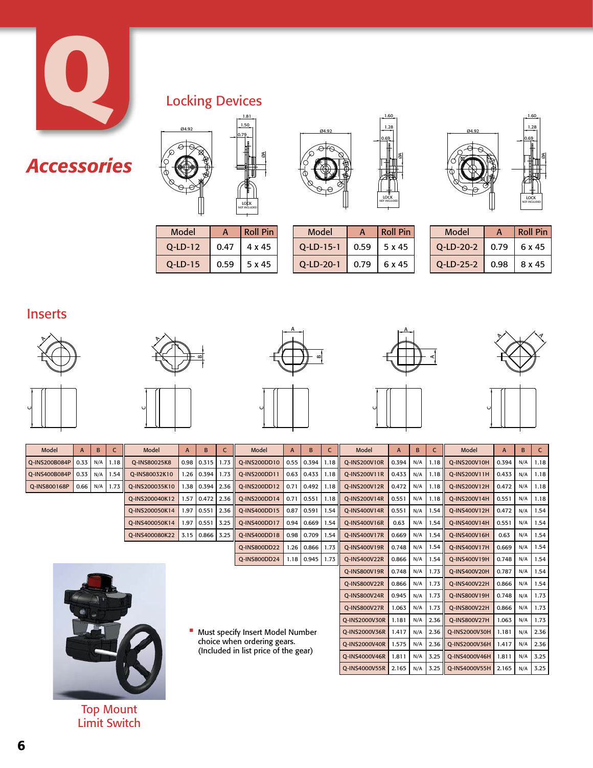# Q

## *Accessories*

## Locking Devices

| Model | A | Roll Pin |
|---|---|---|
| Q-LD-12 | 0.47 | 4 x 45 |
| Q-LD-15 | 0.59 | 5 x 45 |

| Model | A | Roll Pin |
|---|---|---|
| Q-LD-15-1 | 0.59 | 5 x 45 |
| Q-LD-20-1 | 0.79 | 6 x 45 |

| Model | A | Roll Pin |
|---|---|---|
| Q-LD-20-2 | 0.79 | 6 x 45 |
| Q-LD-25-2 | 0.98 | 8 x 45 |

## Inserts

| Model | A | B | C |
|---|---|---|---|
| Q-INS200B084P | 0.33 | N/A | 1.18 |
| Q-INS400B084P | 0.33 | N/A | 1.54 |
| Q-INS800168P | 0.66 | N/A | 1.73 |

| Model | A | B | C |
|---|---|---|---|
| Q-INS80025K8 | 0.98 | 0.315 | 1.73 |
| Q-INS80032K10 | 1.26 | 0.394 | 1.73 |
| Q-INS200035K10 | 1.38 | 0.394 | 2.36 |
| Q-INS200040K12 | 1.57 | 0.472 | 2.36 |
| Q-INS200050K14 | 1.97 | 0.551 | 2.36 |
| Q-INS400050K14 | 1.97 | 0.551 | 3.25 |
| Q-INS400080K22 | 3.15 | 0.866 | 3.25 |

| Model | A | B | C |
|---|---|---|---|
| Q-INS200DD10 | 0.55 | 0.394 | 1.18 |
| Q-INS200DD11 | 0.63 | 0.433 | 1.18 |
| Q-INS200DD12 | 0.71 | 0.492 | 1.18 |
| Q-INS200DD14 | 0.71 | 0.551 | 1.18 |
| Q-INS400DD15 | 0.87 | 0.591 | 1.54 |
| Q-INS400DD17 | 0.94 | 0.669 | 1.54 |
| Q-INS400DD18 | 0.98 | 0.709 | 1.54 |
| Q-INS800DD22 | 1.26 | 0.866 | 1.73 |
| Q-INS800DD24 | 1.18 | 0.945 | 1.73 |

| Model | A | B | C |
|---|---|---|---|
| Q-INS200V10R | 0.394 | N/A | 1.18 |
| Q-INS200V11R | 0.433 | N/A | 1.18 |
| Q-INS200V12R | 0.472 | N/A | 1.18 |
| Q-INS200V14R | 0.551 | N/A | 1.18 |
| Q-INS400V14R | 0.551 | N/A | 1.54 |
| Q-INS400V16R | 0.63 | N/A | 1.54 |
| Q-INS400V17R | 0.669 | N/A | 1.54 |
| Q-INS400V19R | 0.748 | N/A | 1.54 |
| Q-INS400V22R | 0.866 | N/A | 1.54 |
| Q-INS800V19R | 0.748 | N/A | 1.73 |
| Q-INS800V22R | 0.866 | N/A | 1.73 |
| Q-INS800V24R | 0.945 | N/A | 1.73 |
| Q-INS800V27R | 1.063 | N/A | 1.73 |
| Q-INS2000V30R | 1.181 | N/A | 2.36 |
| Q-INS2000V36R | 1.417 | N/A | 2.36 |
| Q-INS2000V40R | 1.575 | N/A | 2.36 |
| Q-INS4000V46R | 1.811 | N/A | 3.25 |
| Q-INS4000V55R | 2.165 | N/A | 3.25 |

| Model | A | B | C |
|---|---|---|---|
| Q-INS200V10H | 0.394 | N/A | 1.18 |
| Q-INS200V11H | 0.433 | N/A | 1.18 |
| Q-INS200V12H | 0.472 | N/A | 1.18 |
| Q-INS200V14H | 0.551 | N/A | 1.18 |
| Q-INS400V12H | 0.472 | N/A | 1.54 |
| Q-INS400V14H | 0.551 | N/A | 1.54 |
| Q-INS400V16H | 0.63 | N/A | 1.54 |
| Q-INS400V17H | 0.669 | N/A | 1.54 |
| Q-INS400V19H | 0.748 | N/A | 1.54 |
| Q-INS400V20H | 0.787 | N/A | 1.54 |
| Q-INS400V22H | 0.866 | N/A | 1.54 |
| Q-INS800V19H | 0.748 | N/A | 1.73 |
| Q-INS800V22H | 0.866 | N/A | 1.73 |
| Q-INS800V27H | 1.063 | N/A | 1.73 |
| Q-INS2000V30H | 1.181 | N/A | 2.36 |
| Q-INS2000V36H | 1.417 | N/A | 2.36 |
| Q-INS4000V46H | 1.811 | N/A | 3.25 |
| Q-INS4000V55H | 2.165 | N/A | 3.25 |

- Must specify Insert Model Number choice when ordering gears. (Included in list price of the gear)

Top Mount Limit Switch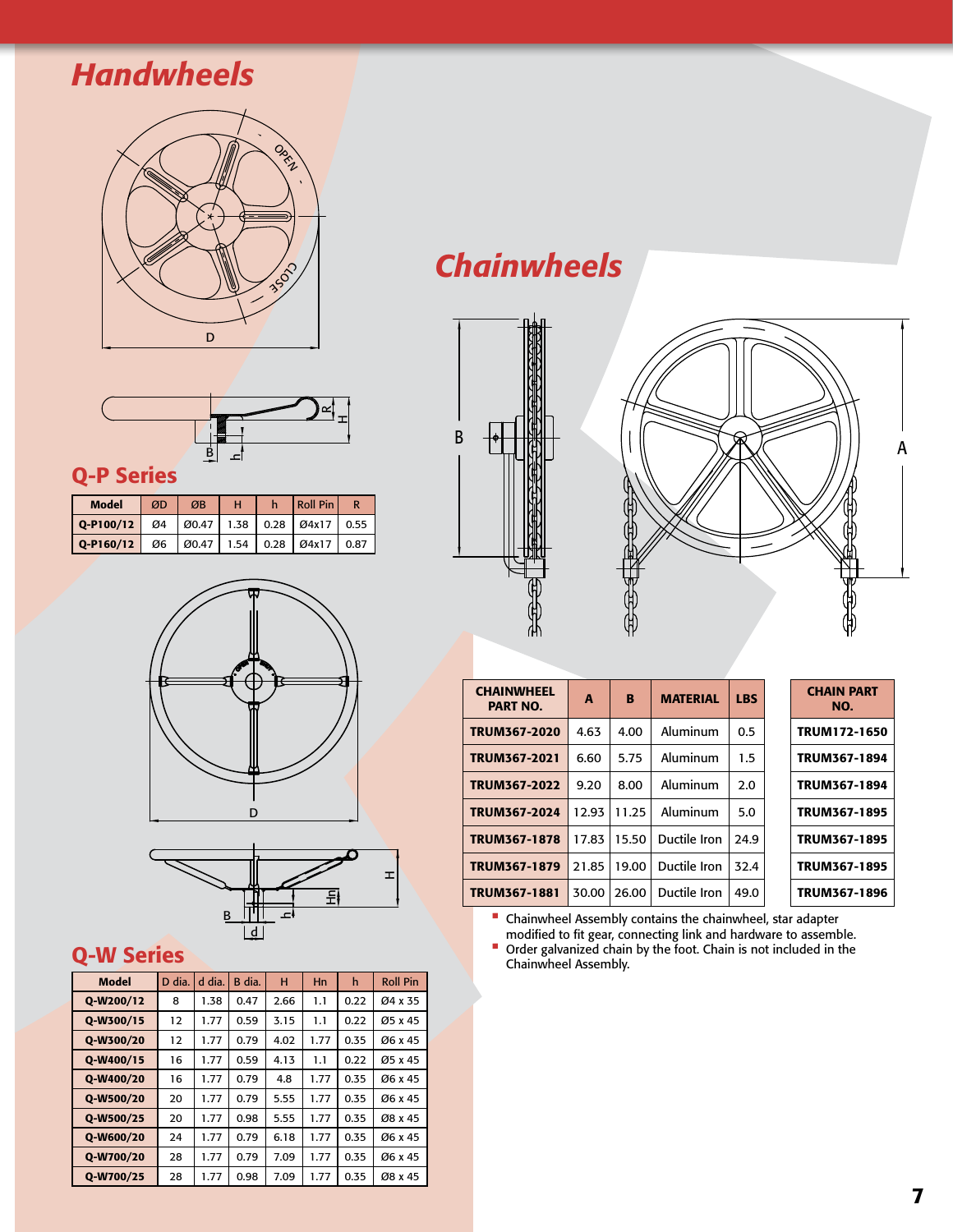# Handwheels

## Q-P Series

| Model | ØD | ØB | H | h | Roll Pin | R |
|---|---|---|---|---|---|---|
| Q-P100/12 | Ø4 | Ø0.47 | 1.38 | 0.28 | Ø4x17 | 0.55 |
| Q-P160/12 | Ø6 | Ø0.47 | 1.54 | 0.28 | Ø4x17 | 0.87 |

## Q-W Series

| Model | D dia. | d dia. | B dia. | H | Hn | h | Roll Pin |
|---|---|---|---|---|---|---|---|
| Q-W200/12 | 8 | 1.38 | 0.47 | 2.66 | 1.1 | 0.22 | Ø4 x 35 |
| Q-W300/15 | 12 | 1.77 | 0.59 | 3.15 | 1.1 | 0.22 | Ø5 x 45 |
| Q-W300/20 | 12 | 1.77 | 0.79 | 4.02 | 1.77 | 0.35 | Ø6 x 45 |
| Q-W400/15 | 16 | 1.77 | 0.59 | 4.13 | 1.1 | 0.22 | Ø5 x 45 |
| Q-W400/20 | 16 | 1.77 | 0.79 | 4.8 | 1.77 | 0.35 | Ø6 x 45 |
| Q-W500/20 | 20 | 1.77 | 0.79 | 5.55 | 1.77 | 0.35 | Ø6 x 45 |
| Q-W500/25 | 20 | 1.77 | 0.98 | 5.55 | 1.77 | 0.35 | Ø8 x 45 |
| Q-W600/20 | 24 | 1.77 | 0.79 | 6.18 | 1.77 | 0.35 | Ø6 x 45 |
| Q-W700/20 | 28 | 1.77 | 0.79 | 7.09 | 1.77 | 0.35 | Ø6 x 45 |
| Q-W700/25 | 28 | 1.77 | 0.98 | 7.09 | 1.77 | 0.35 | Ø8 x 45 |

# Chainwheels

| CHAINWHEEL PART NO. | A | B | MATERIAL | LBS | CHAIN PART NO. |
|---|---|---|---|---|---|
| TRUM367-2020 | 4.63 | 4.00 | Aluminum | 0.5 | TRUM172-1650 |
| TRUM367-2021 | 6.60 | 5.75 | Aluminum | 1.5 | TRUM367-1894 |
| TRUM367-2022 | 9.20 | 8.00 | Aluminum | 2.0 | TRUM367-1894 |
| TRUM367-2024 | 12.93 | 11.25 | Aluminum | 5.0 | TRUM367-1895 |
| TRUM367-1878 | 17.83 | 15.50 | Ductile Iron | 24.9 | TRUM367-1895 |
| TRUM367-1879 | 21.85 | 19.00 | Ductile Iron | 32.4 | TRUM367-1895 |
| TRUM367-1881 | 30.00 | 26.00 | Ductile Iron | 49.0 | TRUM367-1896 |

- Chainwheel Assembly contains the chainwheel, star adapter modified to fit gear, connecting link and hardware to assemble.
- Order galvanized chain by the foot. Chain is not included in the Chainwheel Assembly.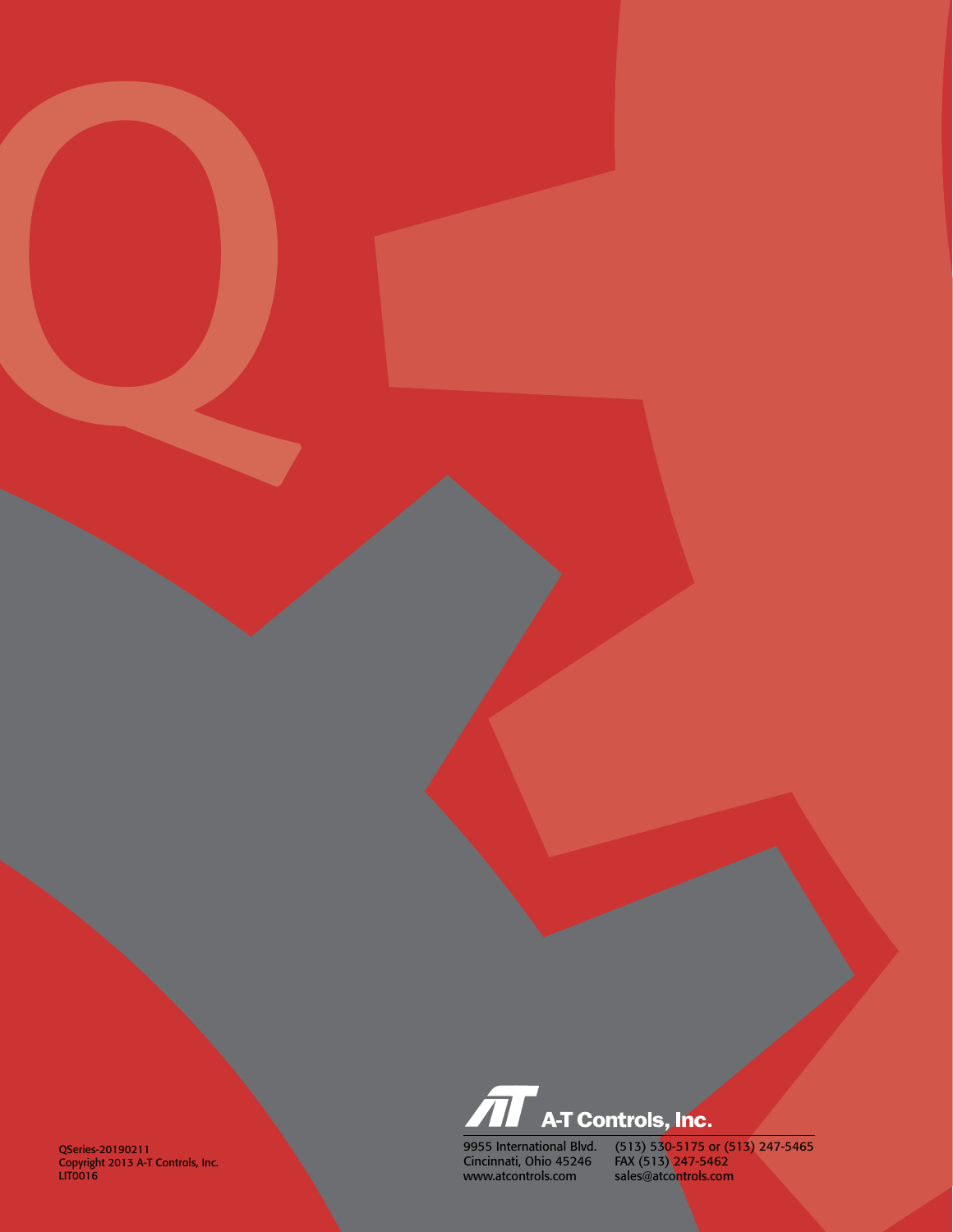QSeries-20190211
Copyright 2013 A-T Controls, Inc.
LIT0016

**A-T Controls, Inc.**

9955 International Blvd.
Cincinnati, Ohio 45246
www.atcontrols.com

(513) 530-5175 or (513) 247-5465
FAX (513) 247-5462
sales@atcontrols.com